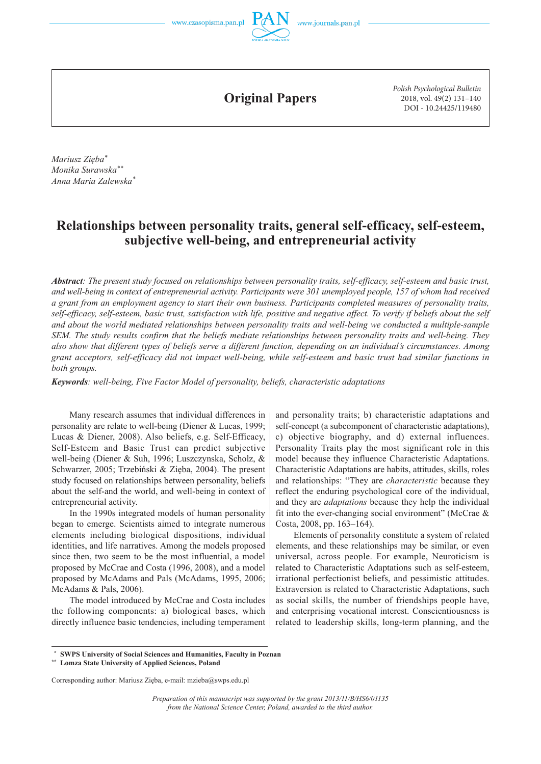Original Papers

Polish Psychological Bulletin
2018, vol. 49(2) 131–140
DOI - 10.24425/119480

*Mariusz Zięba*[*]
*Monika Surawska*[**]
*Anna Maria Zalewska*[*]

# Relationships between personality traits, general self-efficacy, self-esteem, subjective well-being, and entrepreneurial activity

***Abstract****: The present study focused on relationships between personality traits, self-efficacy, self-esteem and basic trust, and well-being in context of entrepreneurial activity. Participants were 301 unemployed people, 157 of whom had received a grant from an employment agency to start their own business. Participants completed measures of personality traits, self-efficacy, self-esteem, basic trust, satisfaction with life, positive and negative affect. To verify if beliefs about the self and about the world mediated relationships between personality traits and well-being we conducted a multiple-sample SEM. The study results confirm that the beliefs mediate relationships between personality traits and well-being. They also show that different types of beliefs serve a different function, depending on an individual's circumstances. Among grant acceptors, self-efficacy did not impact well-being, while self-esteem and basic trust had similar functions in both groups.*

***Keywords****: well-being, Five Factor Model of personality, beliefs, characteristic adaptations*

Many research assumes that individual differences in personality are relate to well-being (Diener & Lucas, 1999; Lucas & Diener, 2008). Also beliefs, e.g. Self-Efficacy, Self-Esteem and Basic Trust can predict subjective well-being (Diener & Suh, 1996; Luszczynska, Scholz, & Schwarzer, 2005; Trzebiński & Zięba, 2004). The present study focused on relationships between personality, beliefs about the self-and the world, and well-being in context of entrepreneurial activity.

In the 1990s integrated models of human personality began to emerge. Scientists aimed to integrate numerous elements including biological dispositions, individual identities, and life narratives. Among the models proposed since then, two seem to be the most influential, a model proposed by McCrae and Costa (1996, 2008), and a model proposed by McAdams and Pals (McAdams, 1995, 2006; McAdams & Pals, 2006).

The model introduced by McCrae and Costa includes the following components: a) biological bases, which directly influence basic tendencies, including temperament and personality traits; b) characteristic adaptations and self-concept (a subcomponent of characteristic adaptations), c) objective biography, and d) external influences. Personality Traits play the most significant role in this model because they influence Characteristic Adaptations. Characteristic Adaptations are habits, attitudes, skills, roles and relationships: "They are *characteristic* because they reflect the enduring psychological core of the individual, and they are *adaptations* because they help the individual fit into the ever-changing social environment" (McCrae & Costa, 2008, pp. 163–164).

Elements of personality constitute a system of related elements, and these relationships may be similar, or even universal, across people. For example, Neuroticism is related to Characteristic Adaptations such as self-esteem, irrational perfectionist beliefs, and pessimistic attitudes. Extraversion is related to Characteristic Adaptations, such as social skills, the number of friendships people have, and enterprising vocational interest. Conscientiousness is related to leadership skills, long-term planning, and the

---

[*] **SWPS University of Social Sciences and Humanities, Faculty in Poznan**
[**] **Lomza State University of Applied Sciences, Poland**

Corresponding author: Mariusz Zięba, e-mail: mzieba@swps.edu.pl

*Preparation of this manuscript was supported by the grant 2013/11/B/HS6/01135 from the National Science Center, Poland, awarded to the third author.*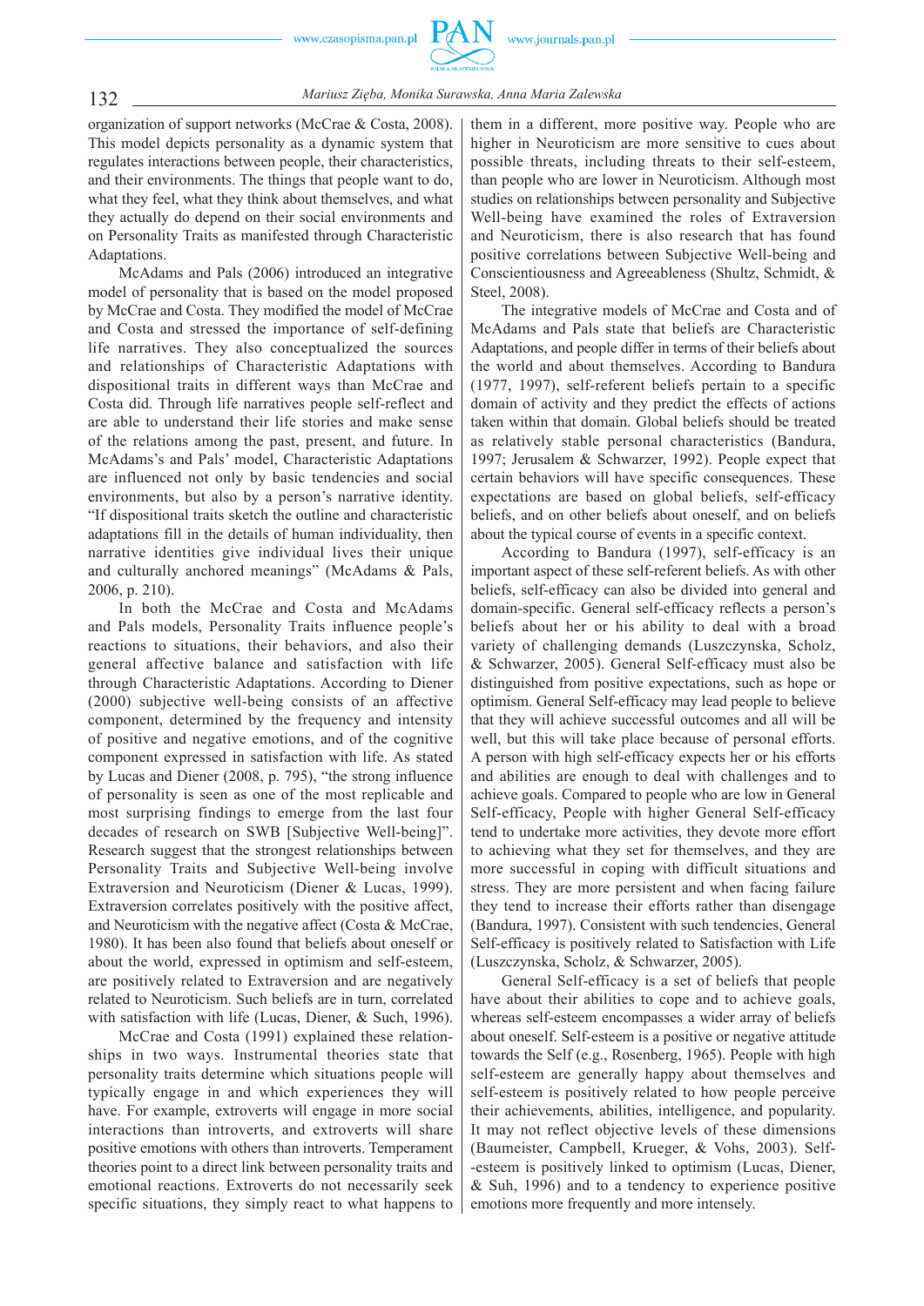organization of support networks (McCrae & Costa, 2008). This model depicts personality as a dynamic system that regulates interactions between people, their characteristics, and their environments. The things that people want to do, what they feel, what they think about themselves, and what they actually do depend on their social environments and on Personality Traits as manifested through Characteristic Adaptations.

McAdams and Pals (2006) introduced an integrative model of personality that is based on the model proposed by McCrae and Costa. They modified the model of McCrae and Costa and stressed the importance of self-defining life narratives. They also conceptualized the sources and relationships of Characteristic Adaptations with dispositional traits in different ways than McCrae and Costa did. Through life narratives people self-reflect and are able to understand their life stories and make sense of the relations among the past, present, and future. In McAdams's and Pals' model, Characteristic Adaptations are influenced not only by basic tendencies and social environments, but also by a person's narrative identity. "If dispositional traits sketch the outline and characteristic adaptations fill in the details of human individuality, then narrative identities give individual lives their unique and culturally anchored meanings" (McAdams & Pals, 2006, p. 210).

In both the McCrae and Costa and McAdams and Pals models, Personality Traits influence people's reactions to situations, their behaviors, and also their general affective balance and satisfaction with life through Characteristic Adaptations. According to Diener (2000) subjective well-being consists of an affective component, determined by the frequency and intensity of positive and negative emotions, and of the cognitive component expressed in satisfaction with life. As stated by Lucas and Diener (2008, p. 795), "the strong influence of personality is seen as one of the most replicable and most surprising findings to emerge from the last four decades of research on SWB [Subjective Well-being]". Research suggest that the strongest relationships between Personality Traits and Subjective Well-being involve Extraversion and Neuroticism (Diener & Lucas, 1999). Extraversion correlates positively with the positive affect, and Neuroticism with the negative affect (Costa & McCrae, 1980). It has been also found that beliefs about oneself or about the world, expressed in optimism and self-esteem, are positively related to Extraversion and are negatively related to Neuroticism. Such beliefs are in turn, correlated with satisfaction with life (Lucas, Diener, & Such, 1996).

McCrae and Costa (1991) explained these relationships in two ways. Instrumental theories state that personality traits determine which situations people will typically engage in and which experiences they will have. For example, extroverts will engage in more social interactions than introverts, and extroverts will share positive emotions with others than introverts. Temperament theories point to a direct link between personality traits and emotional reactions. Extroverts do not necessarily seek specific situations, they simply react to what happens to them in a different, more positive way. People who are higher in Neuroticism are more sensitive to cues about possible threats, including threats to their self-esteem, than people who are lower in Neuroticism. Although most studies on relationships between personality and Subjective Well-being have examined the roles of Extraversion and Neuroticism, there is also research that has found positive correlations between Subjective Well-being and Conscientiousness and Agreeableness (Shultz, Schmidt, & Steel, 2008).

The integrative models of McCrae and Costa and of McAdams and Pals state that beliefs are Characteristic Adaptations, and people differ in terms of their beliefs about the world and about themselves. According to Bandura (1977, 1997), self-referent beliefs pertain to a specific domain of activity and they predict the effects of actions taken within that domain. Global beliefs should be treated as relatively stable personal characteristics (Bandura, 1997; Jerusalem & Schwarzer, 1992). People expect that certain behaviors will have specific consequences. These expectations are based on global beliefs, self-efficacy beliefs, and on other beliefs about oneself, and on beliefs about the typical course of events in a specific context.

According to Bandura (1997), self-efficacy is an important aspect of these self-referent beliefs. As with other beliefs, self-efficacy can also be divided into general and domain-specific. General self-efficacy reflects a person's beliefs about her or his ability to deal with a broad variety of challenging demands (Luszczynska, Scholz, & Schwarzer, 2005). General Self-efficacy must also be distinguished from positive expectations, such as hope or optimism. General Self-efficacy may lead people to believe that they will achieve successful outcomes and all will be well, but this will take place because of personal efforts. A person with high self-efficacy expects her or his efforts and abilities are enough to deal with challenges and to achieve goals. Compared to people who are low in General Self-efficacy, People with higher General Self-efficacy tend to undertake more activities, they devote more effort to achieving what they set for themselves, and they are more successful in coping with difficult situations and stress. They are more persistent and when facing failure they tend to increase their efforts rather than disengage (Bandura, 1997). Consistent with such tendencies, General Self-efficacy is positively related to Satisfaction with Life (Luszczynska, Scholz, & Schwarzer, 2005).

General Self-efficacy is a set of beliefs that people have about their abilities to cope and to achieve goals, whereas self-esteem encompasses a wider array of beliefs about oneself. Self-esteem is a positive or negative attitude towards the Self (e.g., Rosenberg, 1965). People with high self-esteem are generally happy about themselves and self-esteem is positively related to how people perceive their achievements, abilities, intelligence, and popularity. It may not reflect objective levels of these dimensions (Baumeister, Campbell, Krueger, & Vohs, 2003). Self--esteem is positively linked to optimism (Lucas, Diener, & Suh, 1996) and to a tendency to experience positive emotions more frequently and more intensely.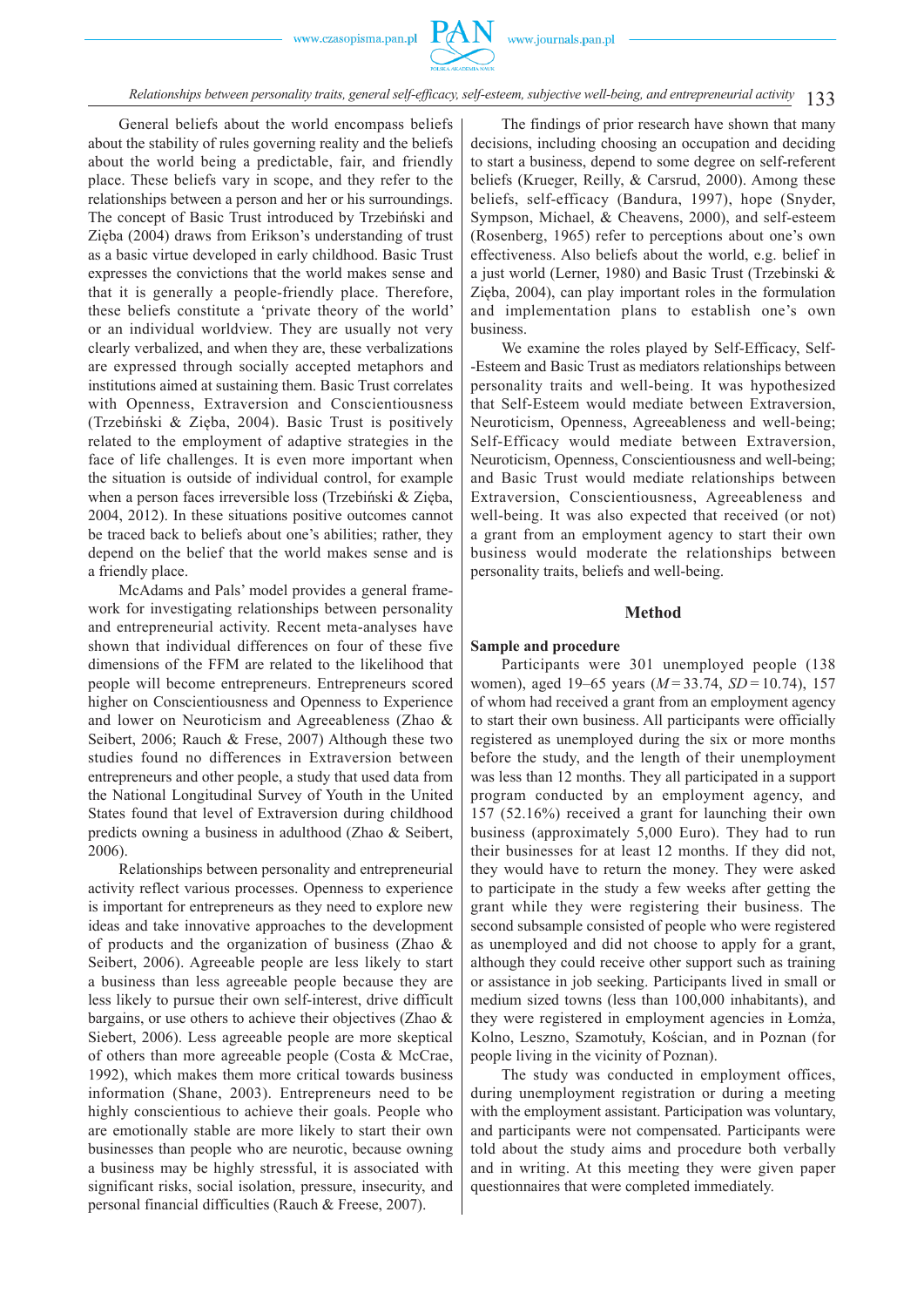General beliefs about the world encompass beliefs about the stability of rules governing reality and the beliefs about the world being a predictable, fair, and friendly place. These beliefs vary in scope, and they refer to the relationships between a person and her or his surroundings. The concept of Basic Trust introduced by Trzebiński and Zięba (2004) draws from Erikson's understanding of trust as a basic virtue developed in early childhood. Basic Trust expresses the convictions that the world makes sense and that it is generally a people-friendly place. Therefore, these beliefs constitute a 'private theory of the world' or an individual worldview. They are usually not very clearly verbalized, and when they are, these verbalizations are expressed through socially accepted metaphors and institutions aimed at sustaining them. Basic Trust correlates with Openness, Extraversion and Conscientiousness (Trzebiński & Zięba, 2004). Basic Trust is positively related to the employment of adaptive strategies in the face of life challenges. It is even more important when the situation is outside of individual control, for example when a person faces irreversible loss (Trzebiński & Zięba, 2004, 2012). In these situations positive outcomes cannot be traced back to beliefs about one's abilities; rather, they depend on the belief that the world makes sense and is a friendly place.

McAdams and Pals' model provides a general framework for investigating relationships between personality and entrepreneurial activity. Recent meta-analyses have shown that individual differences on four of these five dimensions of the FFM are related to the likelihood that people will become entrepreneurs. Entrepreneurs scored higher on Conscientiousness and Openness to Experience and lower on Neuroticism and Agreeableness (Zhao & Seibert, 2006; Rauch & Frese, 2007) Although these two studies found no differences in Extraversion between entrepreneurs and other people, a study that used data from the National Longitudinal Survey of Youth in the United States found that level of Extraversion during childhood predicts owning a business in adulthood (Zhao & Seibert, 2006).

Relationships between personality and entrepreneurial activity reflect various processes. Openness to experience is important for entrepreneurs as they need to explore new ideas and take innovative approaches to the development of products and the organization of business (Zhao & Seibert, 2006). Agreeable people are less likely to start a business than less agreeable people because they are less likely to pursue their own self-interest, drive difficult bargains, or use others to achieve their objectives (Zhao & Siebert, 2006). Less agreeable people are more skeptical of others than more agreeable people (Costa & McCrae, 1992), which makes them more critical towards business information (Shane, 2003). Entrepreneurs need to be highly conscientious to achieve their goals. People who are emotionally stable are more likely to start their own businesses than people who are neurotic, because owning a business may be highly stressful, it is associated with significant risks, social isolation, pressure, insecurity, and personal financial difficulties (Rauch & Freese, 2007).

The findings of prior research have shown that many decisions, including choosing an occupation and deciding to start a business, depend to some degree on self-referent beliefs (Krueger, Reilly, & Carsrud, 2000). Among these beliefs, self-efficacy (Bandura, 1997), hope (Snyder, Sympson, Michael, & Cheavens, 2000), and self-esteem (Rosenberg, 1965) refer to perceptions about one's own effectiveness. Also beliefs about the world, e.g. belief in a just world (Lerner, 1980) and Basic Trust (Trzebinski & Zięba, 2004), can play important roles in the formulation and implementation plans to establish one's own business.

We examine the roles played by Self-Efficacy, Self--Esteem and Basic Trust as mediators relationships between personality traits and well-being. It was hypothesized that Self-Esteem would mediate between Extraversion, Neuroticism, Openness, Agreeableness and well-being; Self-Efficacy would mediate between Extraversion, Neuroticism, Openness, Conscientiousness and well-being; and Basic Trust would mediate relationships between Extraversion, Conscientiousness, Agreeableness and well-being. It was also expected that received (or not) a grant from an employment agency to start their own business would moderate the relationships between personality traits, beliefs and well-being.

## Method

### Sample and procedure

Participants were 301 unemployed people (138 women), aged 19–65 years ($M = 33.74$, $SD = 10.74$), 157 of whom had received a grant from an employment agency to start their own business. All participants were officially registered as unemployed during the six or more months before the study, and the length of their unemployment was less than 12 months. They all participated in a support program conducted by an employment agency, and 157 (52.16%) received a grant for launching their own business (approximately 5,000 Euro). They had to run their businesses for at least 12 months. If they did not, they would have to return the money. They were asked to participate in the study a few weeks after getting the grant while they were registering their business. The second subsample consisted of people who were registered as unemployed and did not choose to apply for a grant, although they could receive other support such as training or assistance in job seeking. Participants lived in small or medium sized towns (less than 100,000 inhabitants), and they were registered in employment agencies in Łomża, Kolno, Leszno, Szamotuły, Kościan, and in Poznan (for people living in the vicinity of Poznan).

The study was conducted in employment offices, during unemployment registration or during a meeting with the employment assistant. Participation was voluntary, and participants were not compensated. Participants were told about the study aims and procedure both verbally and in writing. At this meeting they were given paper questionnaires that were completed immediately.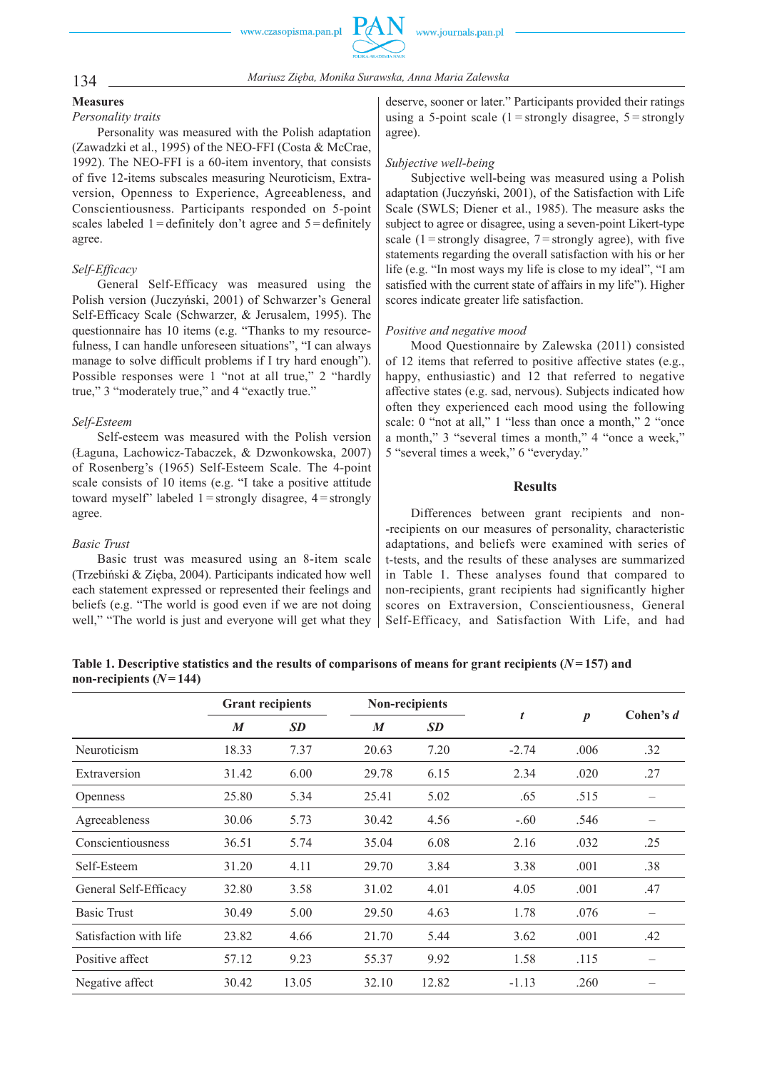### Measures

*Personality traits*

Personality was measured with the Polish adaptation (Zawadzki et al., 1995) of the NEO-FFI (Costa & McCrae, 1992). The NEO-FFI is a 60-item inventory, that consists of five 12-items subscales measuring Neuroticism, Extraversion, Openness to Experience, Agreeableness, and Conscientiousness. Participants responded on 5-point scales labeled 1 = definitely don't agree and 5 = definitely agree.

*Self-Efficacy*

General Self-Efficacy was measured using the Polish version (Juczyński, 2001) of Schwarzer's General Self-Efficacy Scale (Schwarzer, & Jerusalem, 1995). The questionnaire has 10 items (e.g. "Thanks to my resourcefulness, I can handle unforeseen situations", "I can always manage to solve difficult problems if I try hard enough"). Possible responses were 1 "not at all true," 2 "hardly true," 3 "moderately true," and 4 "exactly true."

*Self-Esteem*

Self-esteem was measured with the Polish version (Łaguna, Lachowicz-Tabaczek, & Dzwonkowska, 2007) of Rosenberg's (1965) Self-Esteem Scale. The 4-point scale consists of 10 items (e.g. "I take a positive attitude toward myself" labeled 1 = strongly disagree, 4 = strongly agree.

*Basic Trust*

Basic trust was measured using an 8-item scale (Trzebiński & Zięba, 2004). Participants indicated how well each statement expressed or represented their feelings and beliefs (e.g. "The world is good even if we are not doing well," "The world is just and everyone will get what they deserve, sooner or later." Participants provided their ratings using a 5-point scale (1 = strongly disagree, 5 = strongly agree).

*Subjective well-being*

Subjective well-being was measured using a Polish adaptation (Juczyński, 2001), of the Satisfaction with Life Scale (SWLS; Diener et al., 1985). The measure asks the subject to agree or disagree, using a seven-point Likert-type scale (1 = strongly disagree, 7 = strongly agree), with five statements regarding the overall satisfaction with his or her life (e.g. "In most ways my life is close to my ideal", "I am satisfied with the current state of affairs in my life"). Higher scores indicate greater life satisfaction.

*Positive and negative mood*

Mood Questionnaire by Zalewska (2011) consisted of 12 items that referred to positive affective states (e.g., happy, enthusiastic) and 12 that referred to negative affective states (e.g. sad, nervous). Subjects indicated how often they experienced each mood using the following scale: 0 "not at all," 1 "less than once a month," 2 "once a month," 3 "several times a month," 4 "once a week," 5 "several times a week," 6 "everyday."

## Results

Differences between grant recipients and non--recipients on our measures of personality, characteristic adaptations, and beliefs were examined with series of t-tests, and the results of these analyses are summarized in Table 1. These analyses found that compared to non-recipients, grant recipients had significantly higher scores on Extraversion, Conscientiousness, General Self-Efficacy, and Satisfaction With Life, and had

**Table 1. Descriptive statistics and the results of comparisons of means for grant recipients ($N = 157$) and non-recipients ($N = 144$)**

| | Grant recipients | | Non-recipients | | $t$ | $p$ | Cohen's $d$ |
|---|---|---|---|---|---|---|---|
| | $M$ | $SD$ | $M$ | $SD$ | | | |
| Neuroticism | 18.33 | 7.37 | 20.63 | 7.20 | -2.74 | .006 | .32 |
| Extraversion | 31.42 | 6.00 | 29.78 | 6.15 | 2.34 | .020 | .27 |
| Openness | 25.80 | 5.34 | 25.41 | 5.02 | .65 | .515 | – |
| Agreeableness | 30.06 | 5.73 | 30.42 | 4.56 | -.60 | .546 | – |
| Conscientiousness | 36.51 | 5.74 | 35.04 | 6.08 | 2.16 | .032 | .25 |
| Self-Esteem | 31.20 | 4.11 | 29.70 | 3.84 | 3.38 | .001 | .38 |
| General Self-Efficacy | 32.80 | 3.58 | 31.02 | 4.01 | 4.05 | .001 | .47 |
| Basic Trust | 30.49 | 5.00 | 29.50 | 4.63 | 1.78 | .076 | – |
| Satisfaction with life | 23.82 | 4.66 | 21.70 | 5.44 | 3.62 | .001 | .42 |
| Positive affect | 57.12 | 9.23 | 55.37 | 9.92 | 1.58 | .115 | – |
| Negative affect | 30.42 | 13.05 | 32.10 | 12.82 | -1.13 | .260 | – |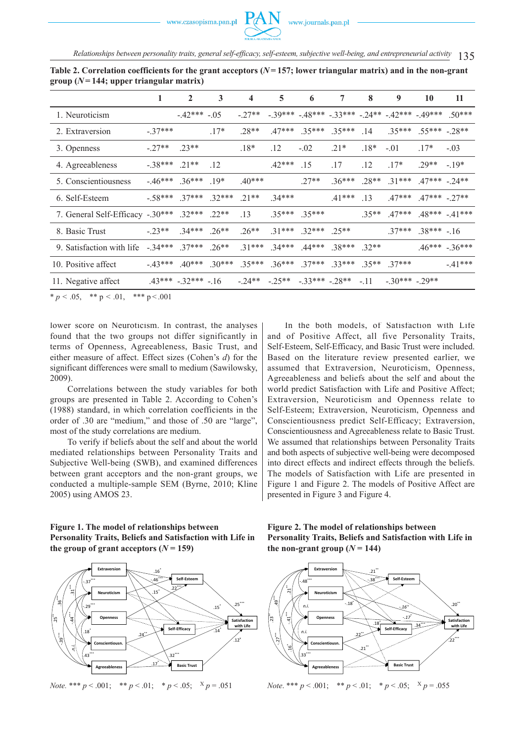**Table 2. Correlation coefficients for the grant acceptors ($N = 157$; lower triangular matrix) and in the non-grant group ($N = 144$; upper triangular matrix)**

| | 1 | 2 | 3 | 4 | 5 | 6 | 7 | 8 | 9 | 10 | 11 |
|---|---|---|---|---|---|---|---|---|---|---|---|
| 1. Neuroticism | | -.42*** | -.05 | -.27** | -.39*** | -.48*** | -.33*** | -.24** | -.42*** | -.49*** | .50*** |
| 2. Extraversion | -.37*** | | .17* | .28** | .47*** | .35*** | .35*** | .14 | .35*** | .55*** | -.28** |
| 3. Openness | -.27** | .23** | | .18* | .12 | -.02 | .21* | .18* | -.01 | .17* | -.03 |
| 4. Agreeableness | -.38*** | .21** | .12 | | .42*** | .15 | .17 | .12 | .17* | .29** | -.19* |
| 5. Conscientiousness | -.46*** | .36*** | .19* | .40*** | | .27** | .36*** | .28** | .31*** | .47*** | -.24** |
| 6. Self-Esteem | -.58*** | .37*** | .32*** | .21** | .34*** | | .41*** | .13 | .47*** | .47*** | -.27** |
| 7. General Self-Efficacy | -.30*** | .32*** | .22** | .13 | .35*** | .35*** | | .35** | .47*** | .48*** | -.41*** |
| 8. Basic Trust | -.23** | .34*** | .26** | .26** | .31*** | .32*** | .25** | | .37*** | .38*** | -.16 |
| 9. Satisfaction with life | -.34*** | .37*** | .26** | .31*** | .34*** | .44*** | .38*** | .32** | | .46*** | -.36*** |
| 10. Positive affect | -.43*** | .40*** | .30*** | .35*** | .36*** | .37*** | .33*** | .35** | .37*** | | -.41*** |
| 11. Negative affect | .43*** | -.32*** | -.16 | -.24** | -.25** | -.33*** | -.28** | -.11 | -.30*** | -.29** | |

\* $p < .05$, \*\* $p < .01$, \*\*\* $p < .001$

lower score on Neuroticism. In contrast, the analyses found that the two groups not differ significantly in terms of Openness, Agreeableness, Basic Trust, and either measure of affect. Effect sizes (Cohen's *d*) for the significant differences were small to medium (Sawilowsky, 2009).

Correlations between the study variables for both groups are presented in Table 2. According to Cohen's (1988) standard, in which correlation coefficients in the order of .30 are "medium," and those of .50 are "large", most of the study correlations are medium.

To verify if beliefs about the self and about the world mediated relationships between Personality Traits and Subjective Well-being (SWB), and examined differences between grant acceptors and the non-grant groups, we conducted a multiple-sample SEM (Byrne, 2010; Kline 2005) using AMOS 23.

In the both models, of Satisfaction with Life and of Positive Affect, all five Personality Traits, Self-Esteem, Self-Efficacy, and Basic Trust were included. Based on the literature review presented earlier, we assumed that Extraversion, Neuroticism, Openness, Agreeableness and beliefs about the self and about the world predict Satisfaction with Life and Positive Affect; Extraversion, Neuroticism and Openness relate to Self-Esteem; Extraversion, Neuroticism, Openness and Conscientiousness predict Self-Efficacy; Extraversion, Conscientiousness and Agreeableness relate to Basic Trust. We assumed that relationships between Personality Traits and both aspects of subjective well-being were decomposed into direct effects and indirect effects through the beliefs. The models of Satisfaction with Life are presented in Figure 1 and Figure 2. The models of Positive Affect are presented in Figure 3 and Figure 4.

**Figure 1. The model of relationships between Personality Traits, Beliefs and Satisfaction with Life in the group of grant acceptors ($N = 159$)**

*Note.* \*\*\* $p < .001$; \*\* $p < .01$; \* $p < .05$; $^{X}$ $p = .051$

**Figure 2. The model of relationships between Personality Traits, Beliefs and Satisfaction with Life in the non-grant group ($N = 144$)**

*Note.* \*\*\* $p < .001$; \*\* $p < .01$; \* $p < .05$; $^{X}$ $p = .055$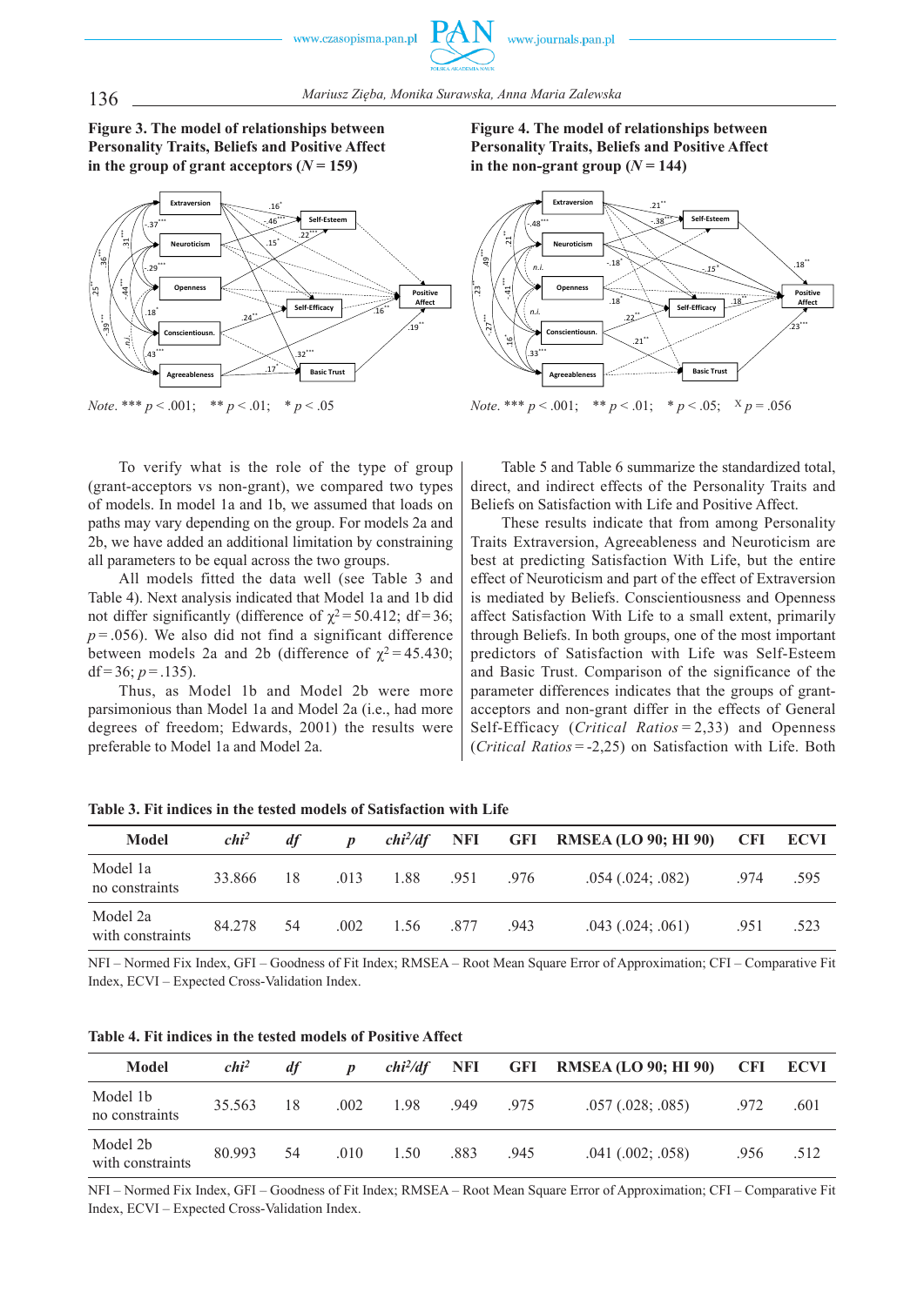**Figure 3. The model of relationships between Personality Traits, Beliefs and Positive Affect in the group of grant acceptors (*N* = 159)**

*Note.* *** $p < .001$; ** $p < .01$; * $p < .05$

**Figure 4. The model of relationships between Personality Traits, Beliefs and Positive Affect in the non-grant group (*N* = 144)**

*Note.* *** $p < .001$; ** $p < .01$; * $p < .05$; $^{X}$ $p = .056$

To verify what is the role of the type of group (grant-acceptors vs non-grant), we compared two types of models. In model 1a and 1b, we assumed that loads on paths may vary depending on the group. For models 2a and 2b, we have added an additional limitation by constraining all parameters to be equal across the two groups.

All models fitted the data well (see Table 3 and Table 4). Next analysis indicated that Model 1a and 1b did not differ significantly (difference of $\chi^2 = 50.412$; df = 36; $p = .056$). We also did not find a significant difference between models 2a and 2b (difference of $\chi^2 = 45.430$; df = 36; $p = .135$).

Thus, as Model 1b and Model 2b were more parsimonious than Model 1a and Model 2a (i.e., had more degrees of freedom; Edwards, 2001) the results were preferable to Model 1a and Model 2a.

Table 5 and Table 6 summarize the standardized total, direct, and indirect effects of the Personality Traits and Beliefs on Satisfaction with Life and Positive Affect.

These results indicate that from among Personality Traits Extraversion, Agreeableness and Neuroticism are best at predicting Satisfaction With Life, but the entire effect of Neuroticism and part of the effect of Extraversion is mediated by Beliefs. Conscientiousness and Openness affect Satisfaction With Life to a small extent, primarily through Beliefs. In both groups, one of the most important predictors of Satisfaction with Life was Self-Esteem and Basic Trust. Comparison of the significance of the parameter differences indicates that the groups of grant-acceptors and non-grant differ in the effects of General Self-Efficacy (*Critical Ratios* = 2,33) and Openness (*Critical Ratios* = -2,25) on Satisfaction with Life. Both

**Table 3. Fit indices in the tested models of Satisfaction with Life**

| Model | *chi²* | *df* | *p* | *chi²/df* | NFI | GFI | RMSEA (LO 90; HI 90) | CFI | ECVI |
|---|---|---|---|---|---|---|---|---|---|
| Model 1a no constraints | 33.866 | 18 | .013 | 1.88 | .951 | .976 | .054 (.024; .082) | .974 | .595 |
| Model 2a with constraints | 84.278 | 54 | .002 | 1.56 | .877 | .943 | .043 (.024; .061) | .951 | .523 |

NFI – Normed Fix Index, GFI – Goodness of Fit Index; RMSEA – Root Mean Square Error of Approximation; CFI – Comparative Fit Index, ECVI – Expected Cross-Validation Index.

**Table 4. Fit indices in the tested models of Positive Affect**

| Model | *chi²* | *df* | *p* | *chi²/df* | NFI | GFI | RMSEA (LO 90; HI 90) | CFI | ECVI |
|---|---|---|---|---|---|---|---|---|---|
| Model 1b no constraints | 35.563 | 18 | .002 | 1.98 | .949 | .975 | .057 (.028; .085) | .972 | .601 |
| Model 2b with constraints | 80.993 | 54 | .010 | 1.50 | .883 | .945 | .041 (.002; .058) | .956 | .512 |

NFI – Normed Fix Index, GFI – Goodness of Fit Index; RMSEA – Root Mean Square Error of Approximation; CFI – Comparative Fit Index, ECVI – Expected Cross-Validation Index.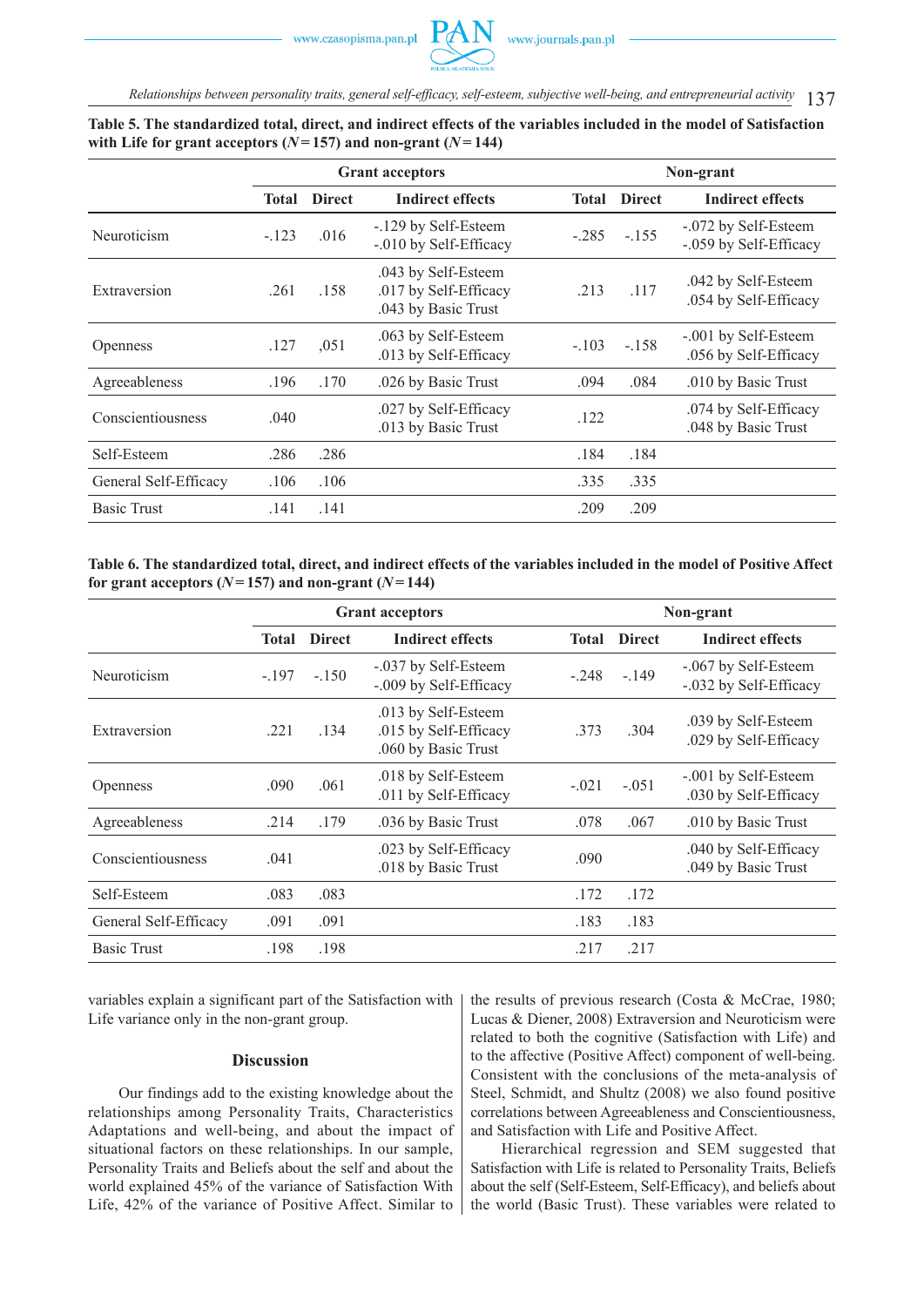**Table 5. The standardized total, direct, and indirect effects of the variables included in the model of Satisfaction with Life for grant acceptors (*N* = 157) and non-grant (*N* = 144)**

| | Grant acceptors | | | Non-grant | | |
|---|---|---|---|---|---|---|
| | Total | Direct | Indirect effects | Total | Direct | Indirect effects |
| Neuroticism | -.123 | .016 | -.129 by Self-Esteem<br>-.010 by Self-Efficacy | -.285 | -.155 | -.072 by Self-Esteem<br>-.059 by Self-Efficacy |
| Extraversion | .261 | .158 | .043 by Self-Esteem<br>.017 by Self-Efficacy<br>.043 by Basic Trust | .213 | .117 | .042 by Self-Esteem<br>.054 by Self-Efficacy |
| Openness | .127 | ,051 | .063 by Self-Esteem<br>.013 by Self-Efficacy | -.103 | -.158 | -.001 by Self-Esteem<br>.056 by Self-Efficacy |
| Agreeableness | .196 | .170 | .026 by Basic Trust | .094 | .084 | .010 by Basic Trust |
| Conscientiousness | .040 | | .027 by Self-Efficacy<br>.013 by Basic Trust | .122 | | .074 by Self-Efficacy<br>.048 by Basic Trust |
| Self-Esteem | .286 | .286 | | .184 | .184 | |
| General Self-Efficacy | .106 | .106 | | .335 | .335 | |
| Basic Trust | .141 | .141 | | .209 | .209 | |

**Table 6. The standardized total, direct, and indirect effects of the variables included in the model of Positive Affect for grant acceptors (*N* = 157) and non-grant (*N* = 144)**

| | Grant acceptors | | | Non-grant | | |
|---|---|---|---|---|---|---|
| | Total | Direct | Indirect effects | Total | Direct | Indirect effects |
| Neuroticism | -.197 | -.150 | -.037 by Self-Esteem<br>-.009 by Self-Efficacy | -.248 | -.149 | -.067 by Self-Esteem<br>-.032 by Self-Efficacy |
| Extraversion | .221 | .134 | .013 by Self-Esteem<br>.015 by Self-Efficacy<br>.060 by Basic Trust | .373 | .304 | .039 by Self-Esteem<br>.029 by Self-Efficacy |
| Openness | .090 | .061 | .018 by Self-Esteem<br>.011 by Self-Efficacy | -.021 | -.051 | -.001 by Self-Esteem<br>.030 by Self-Efficacy |
| Agreeableness | .214 | .179 | .036 by Basic Trust | .078 | .067 | .010 by Basic Trust |
| Conscientiousness | .041 | | .023 by Self-Efficacy<br>.018 by Basic Trust | .090 | | .040 by Self-Efficacy<br>.049 by Basic Trust |
| Self-Esteem | .083 | .083 | | .172 | .172 | |
| General Self-Efficacy | .091 | .091 | | .183 | .183 | |
| Basic Trust | .198 | .198 | | .217 | .217 | |

variables explain a significant part of the Satisfaction with Life variance only in the non-grant group.

## Discussion

Our findings add to the existing knowledge about the relationships among Personality Traits, Characteristics Adaptations and well-being, and about the impact of situational factors on these relationships. In our sample, Personality Traits and Beliefs about the self and about the world explained 45% of the variance of Satisfaction With Life, 42% of the variance of Positive Affect. Similar to the results of previous research (Costa & McCrae, 1980; Lucas & Diener, 2008) Extraversion and Neuroticism were related to both the cognitive (Satisfaction with Life) and to the affective (Positive Affect) component of well-being. Consistent with the conclusions of the meta-analysis of Steel, Schmidt, and Shultz (2008) we also found positive correlations between Agreeableness and Conscientiousness, and Satisfaction with Life and Positive Affect.

Hierarchical regression and SEM suggested that Satisfaction with Life is related to Personality Traits, Beliefs about the self (Self-Esteem, Self-Efficacy), and beliefs about the world (Basic Trust). These variables were related to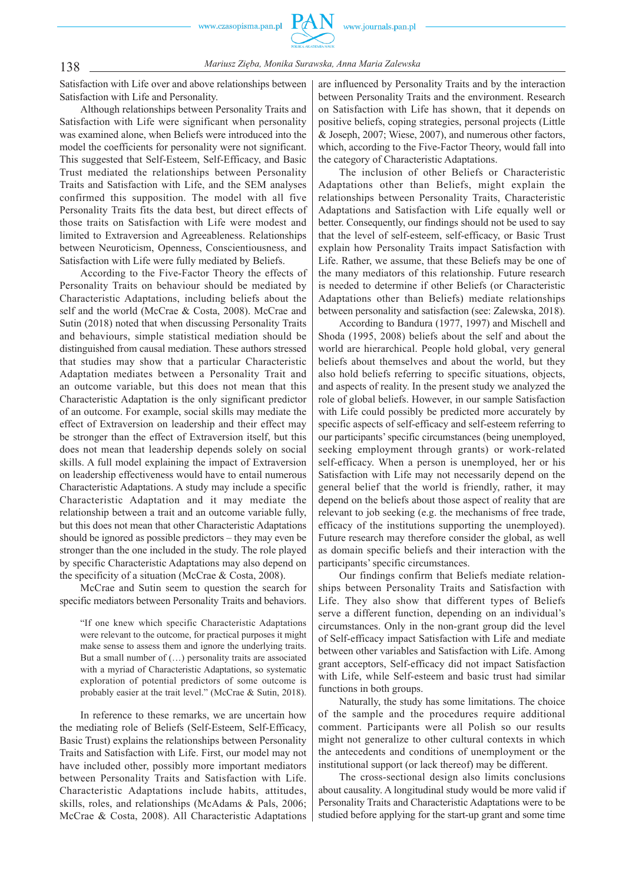Satisfaction with Life over and above relationships between Satisfaction with Life and Personality.

Although relationships between Personality Traits and Satisfaction with Life were significant when personality was examined alone, when Beliefs were introduced into the model the coefficients for personality were not significant. This suggested that Self-Esteem, Self-Efficacy, and Basic Trust mediated the relationships between Personality Traits and Satisfaction with Life, and the SEM analyses confirmed this supposition. The model with all five Personality Traits fits the data best, but direct effects of those traits on Satisfaction with Life were modest and limited to Extraversion and Agreeableness. Relationships between Neuroticism, Openness, Conscientiousness, and Satisfaction with Life were fully mediated by Beliefs.

According to the Five-Factor Theory the effects of Personality Traits on behaviour should be mediated by Characteristic Adaptations, including beliefs about the self and the world (McCrae & Costa, 2008). McCrae and Sutin (2018) noted that when discussing Personality Traits and behaviours, simple statistical mediation should be distinguished from causal mediation. These authors stressed that studies may show that a particular Characteristic Adaptation mediates between a Personality Trait and an outcome variable, but this does not mean that this Characteristic Adaptation is the only significant predictor of an outcome. For example, social skills may mediate the effect of Extraversion on leadership and their effect may be stronger than the effect of Extraversion itself, but this does not mean that leadership depends solely on social skills. A full model explaining the impact of Extraversion on leadership effectiveness would have to entail numerous Characteristic Adaptations. A study may include a specific Characteristic Adaptation and it may mediate the relationship between a trait and an outcome variable fully, but this does not mean that other Characteristic Adaptations should be ignored as possible predictors – they may even be stronger than the one included in the study. The role played by specific Characteristic Adaptations may also depend on the specificity of a situation (McCrae & Costa, 2008).

McCrae and Sutin seem to question the search for specific mediators between Personality Traits and behaviors.

> "If one knew which specific Characteristic Adaptations were relevant to the outcome, for practical purposes it might make sense to assess them and ignore the underlying traits. But a small number of (…) personality traits are associated with a myriad of Characteristic Adaptations, so systematic exploration of potential predictors of some outcome is probably easier at the trait level." (McCrae & Sutin, 2018).

In reference to these remarks, we are uncertain how the mediating role of Beliefs (Self-Esteem, Self-Efficacy, Basic Trust) explains the relationships between Personality Traits and Satisfaction with Life. First, our model may not have included other, possibly more important mediators between Personality Traits and Satisfaction with Life. Characteristic Adaptations include habits, attitudes, skills, roles, and relationships (McAdams & Pals, 2006; McCrae & Costa, 2008). All Characteristic Adaptations are influenced by Personality Traits and by the interaction between Personality Traits and the environment. Research on Satisfaction with Life has shown, that it depends on positive beliefs, coping strategies, personal projects (Little & Joseph, 2007; Wiese, 2007), and numerous other factors, which, according to the Five-Factor Theory, would fall into the category of Characteristic Adaptations.

The inclusion of other Beliefs or Characteristic Adaptations other than Beliefs, might explain the relationships between Personality Traits, Characteristic Adaptations and Satisfaction with Life equally well or better. Consequently, our findings should not be used to say that the level of self-esteem, self-efficacy, or Basic Trust explain how Personality Traits impact Satisfaction with Life. Rather, we assume, that these Beliefs may be one of the many mediators of this relationship. Future research is needed to determine if other Beliefs (or Characteristic Adaptations other than Beliefs) mediate relationships between personality and satisfaction (see: Zalewska, 2018).

According to Bandura (1977, 1997) and Mischell and Shoda (1995, 2008) beliefs about the self and about the world are hierarchical. People hold global, very general beliefs about themselves and about the world, but they also hold beliefs referring to specific situations, objects, and aspects of reality. In the present study we analyzed the role of global beliefs. However, in our sample Satisfaction with Life could possibly be predicted more accurately by specific aspects of self-efficacy and self-esteem referring to our participants' specific circumstances (being unemployed, seeking employment through grants) or work-related self-efficacy. When a person is unemployed, her or his Satisfaction with Life may not necessarily depend on the general belief that the world is friendly, rather, it may depend on the beliefs about those aspect of reality that are relevant to job seeking (e.g. the mechanisms of free trade, efficacy of the institutions supporting the unemployed). Future research may therefore consider the global, as well as domain specific beliefs and their interaction with the participants' specific circumstances.

Our findings confirm that Beliefs mediate relationships between Personality Traits and Satisfaction with Life. They also show that different types of Beliefs serve a different function, depending on an individual's circumstances. Only in the non-grant group did the level of Self-efficacy impact Satisfaction with Life and mediate between other variables and Satisfaction with Life. Among grant acceptors, Self-efficacy did not impact Satisfaction with Life, while Self-esteem and basic trust had similar functions in both groups.

Naturally, the study has some limitations. The choice of the sample and the procedures require additional comment. Participants were all Polish so our results might not generalize to other cultural contexts in which the antecedents and conditions of unemployment or the institutional support (or lack thereof) may be different.

The cross-sectional design also limits conclusions about causality. A longitudinal study would be more valid if Personality Traits and Characteristic Adaptations were to be studied before applying for the start-up grant and some time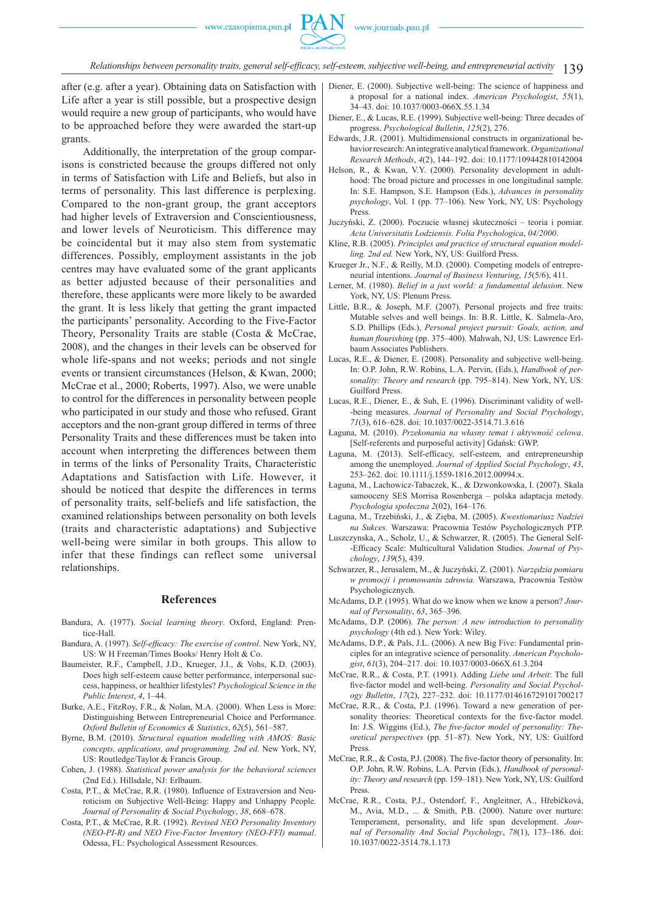after (e.g. after a year). Obtaining data on Satisfaction with Life after a year is still possible, but a prospective design would require a new group of participants, who would have to be approached before they were awarded the start-up grants.

Additionally, the interpretation of the group comparisons is constricted because the groups differed not only in terms of Satisfaction with Life and Beliefs, but also in terms of personality. This last difference is perplexing. Compared to the non-grant group, the grant acceptors had higher levels of Extraversion and Conscientiousness, and lower levels of Neuroticism. This difference may be coincidental but it may also stem from systematic differences. Possibly, employment assistants in the job centres may have evaluated some of the grant applicants as better adjusted because of their personalities and therefore, these applicants were more likely to be awarded the grant. It is less likely that getting the grant impacted the participants' personality. According to the Five-Factor Theory, Personality Traits are stable (Costa & McCrae, 2008), and the changes in their levels can be observed for whole life-spans and not weeks; periods and not single events or transient circumstances (Helson, & Kwan, 2000; McCrae et al., 2000; Roberts, 1997). Also, we were unable to control for the differences in personality between people who participated in our study and those who refused. Grant acceptors and the non-grant group differed in terms of three Personality Traits and these differences must be taken into account when interpreting the differences between them in terms of the links of Personality Traits, Characteristic Adaptations and Satisfaction with Life. However, it should be noticed that despite the differences in terms of personality traits, self-beliefs and life satisfaction, the examined relationships between personality on both levels (traits and characteristic adaptations) and Subjective well-being were similar in both groups. This allow to infer that these findings can reflect some universal relationships.

## References

Bandura, A. (1977). *Social learning theory*. Oxford, England: Prentice-Hall.

Bandura, A. (1997). *Self-efficacy: The exercise of control*. New York, NY, US: W H Freeman/Times Books/ Henry Holt & Co.

Baumeister, R.F., Campbell, J.D., Krueger, J.I., & Vohs, K.D. (2003). Does high self-esteem cause better performance, interpersonal success, happiness, or healthier lifestyles? *Psychological Science in the Public Interest*, *4*, 1–44.

Burke, A.E., FitzRoy, F.R., & Nolan, M.A. (2000). When Less is More: Distinguishing Between Entrepreneurial Choice and Performance. *Oxford Bulletin of Economics & Statistics*, *62*(5), 561–587.

Byrne, B.M. (2010). *Structural equation modelling with AMOS: Basic concepts, applications, and programming. 2nd ed.* New York, NY, US: Routledge/Taylor & Francis Group.

Cohen, J. (1988). *Statistical power analysis for the behavioral sciences* (2nd Ed.). Hillsdale, NJ: Erlbaum.

Costa, P.T., & McCrae, R.R. (1980). Influence of Extraversion and Neuroticism on Subjective Well-Being: Happy and Unhappy People. *Journal of Personality & Social Psychology*, *38*, 668–678.

Costa, P.T., & McCrae, R.R. (1992). *Revised NEO Personality Inventory (NEO-PI-R) and NEO Five-Factor Inventory (NEO-FFI) manual*. Odessa, FL: Psychological Assessment Resources.

Diener, E. (2000). Subjective well-being: The science of happiness and a proposal for a national index. *American Psychologist*, *55*(1), 34–43. doi: 10.1037/0003-066X.55.1.34

Diener, E., & Lucas, R.E. (1999). Subjective well-being: Three decades of progress. *Psychological Bulletin*, *125*(2), 276.

Edwards, J.R. (2001). Multidimensional constructs in organizational behavior research: An integrative analytical framework. *Organizational Research Methods*, *4*(2), 144–192. doi: 10.1177/109442810142004

Helson, R., & Kwan, V.Y. (2000). Personality development in adulthood: The broad picture and processes in one longitudinal sample. In: S.E. Hampson, S.E. Hampson (Eds.), *Advances in personality psychology*, Vol. 1 (pp. 77–106). New York, NY, US: Psychology Press.

Juczyński, Z. (2000). Poczucie własnej skuteczności – teoria i pomiar. *Acta Universitatis Lodziensis. Folia Psychologica*, *04/2000*.

Kline, R.B. (2005). *Principles and practice of structural equation modelling. 2nd ed.* New York, NY, US: Guilford Press.

Krueger Jr., N.F., & Reilly, M.D. (2000). Competing models of entrepreneurial intentions. *Journal of Business Venturing*, *15*(5/6), 411.

Lerner, M. (1980). *Belief in a just world: a fundamental delusion*. New York, NY, US: Plenum Press.

Little, B.R., & Joseph, M.F. (2007). Personal projects and free traits: Mutable selves and well beings. In: B.R. Little, K. Salmela-Aro, S.D. Phillips (Eds.), *Personal project pursuit: Goals, action, and human flourishing* (pp. 375–400). Mahwah, NJ, US: Lawrence Erlbaum Associates Publishers.

Lucas, R.E., & Diener, E. (2008). Personality and subjective well-being. In: O.P. John, R.W. Robins, L.A. Pervin, (Eds.), *Handbook of personality: Theory and research* (pp. 795–814). New York, NY, US: Guilford Press.

Lucas, R.E., Diener, E., & Suh, E. (1996). Discriminant validity of well-being measures. *Journal of Personality and Social Psychology*, *71*(3), 616–628. doi: 10.1037/0022-3514.71.3.616

Łaguna, M. (2010). *Przekonania na własny temat i aktywność celowa*. [Self-referents and purposeful activity] Gdańsk: GWP.

Łaguna, M. (2013). Self-efficacy, self-esteem, and entrepreneurship among the unemployed. *Journal of Applied Social Psychology*, *43*, 253–262. doi: 10.1111/j.1559-1816.2012.00994.x.

Łaguna, M., Lachowicz-Tabaczek, K., & Dzwonkowska, I. (2007). Skala samooceny SES Morrisa Rosenberga – polska adaptacja metody. *Psychologia społeczna 2*(02), 164–176.

Łaguna, M., Trzebiński, J., & Zięba, M. (2005). *Kwestionariusz Nadziei na Sukces.* Warszawa: Pracownia Testów Psychologicznych PTP.

Luszczynska, A., Scholz, U., & Schwarzer, R. (2005). The General Self-Efficacy Scale: Multicultural Validation Studies. *Journal of Psychology*, *139*(5), 439.

Schwarzer, R., Jerusalem, M., & Juczyński, Z. (2001). *Narzędzia pomiaru w promocji i promowaniu zdrowia.* Warszawa, Pracownia Testów Psychologicznych.

McAdams, D.P. (1995). What do we know when we know a person? *Journal of Personality*, *63*, 365–396.

McAdams, D.P. (2006). *The person: A new introduction to personality psychology* (4th ed.). New York: Wiley.

McAdams, D.P., & Pals, J.L. (2006). A new Big Five: Fundamental principles for an integrative science of personality. *American Psychologist*, *61*(3), 204–217. doi: 10.1037/0003-066X.61.3.204

McCrae, R.R., & Costa, P.T. (1991). Adding *Liebe und Arbeit*: The full five-factor model and well-being. *Personality and Social Psychology Bulletin*, *17*(2), 227–232. doi: 10.1177/014616729101700217

McCrae, R.R., & Costa, P.J. (1996). Toward a new generation of personality theories: Theoretical contexts for the five-factor model. In: J.S. Wiggins (Ed.), *The five-factor model of personality: Theoretical perspectives* (pp. 51–87). New York, NY, US: Guilford Press.

McCrae, R.R., & Costa, P.J. (2008). The five-factor theory of personality. In: O.P. John, R.W. Robins, L.A. Pervin (Eds.), *Handbook of personality: Theory and research* (pp. 159–181). New York, NY, US: Guilford Press.

McCrae, R.R., Costa, P.J., Ostendorf, F., Angleitner, A., Hřebíčková, M., Avia, M.D., ... & Smith, P.B. (2000). Nature over nurture: Temperament, personality, and life span development. *Journal of Personality And Social Psychology*, *78*(1), 173–186. doi: 10.1037/0022-3514.78.1.173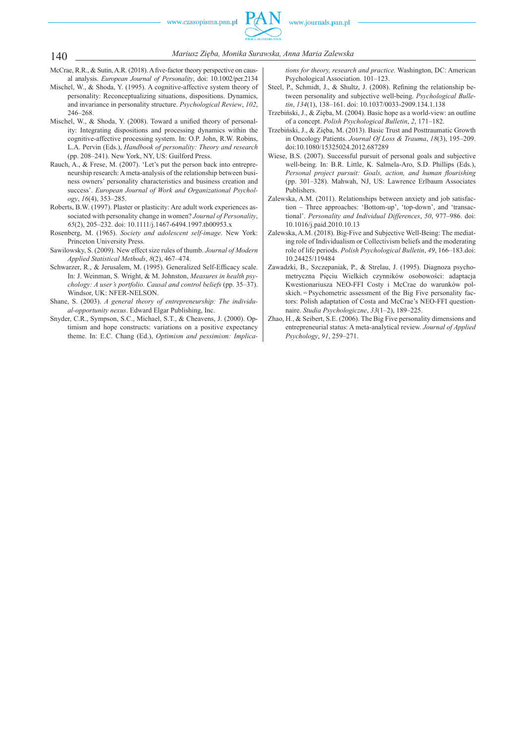McCrae, R.R., & Sutin, A.R. (2018). A five-factor theory perspective on causal analysis. *European Journal of Personality*, doi: 10.1002/per.2134

Mischel, W., & Shoda, Y. (1995). A cognitive-affective system theory of personality: Reconceptualizing situations, dispositions. Dynamics, and invariance in personality structure. *Psychological Review*, *102*, 246–268.

Mischel, W., & Shoda, Y. (2008). Toward a unified theory of personality: Integrating dispositions and processing dynamics within the cognitive-affective processing system. In: O.P. John, R.W. Robins, L.A. Pervin (Eds.), *Handbook of personality: Theory and research* (pp. 208–241). New York, NY, US: Guilford Press.

Rauch, A., & Frese, M. (2007). 'Let's put the person back into entrepreneurship research: A meta-analysis of the relationship between business owners' personality characteristics and business creation and success'. *European Journal of Work and Organizational Psychology*, *16*(4), 353–285.

Roberts, B.W. (1997). Plaster or plasticity: Are adult work experiences associated with personality change in women? *Journal of Personality*, *65*(2), 205–232. doi: 10.1111/j.1467-6494.1997.tb00953.x

Rosenberg, M. (1965). *Society and adolescent self-image*. New York: Princeton University Press.

Sawilowsky, S. (2009). New effect size rules of thumb. *Journal of Modern Applied Statistical Methods*, *8*(2), 467–474.

Schwarzer, R., & Jerusalem, M. (1995). Generalized Self-Efficacy scale. In: J. Weinman, S. Wright, & M. Johnston, *Measures in health psychology: A user's portfolio. Causal and control beliefs* (pp. 35–37). Windsor, UK: NFER-NELSON.

Shane, S. (2003). *A general theory of entrepreneurship: The individual-opportunity nexus*. Edward Elgar Publishing, Inc.

Snyder, C.R., Sympson, S.C., Michael, S.T., & Cheavens, J. (2000). Optimism and hope constructs: variations on a positive expectancy theme. In: E.C. Chang (Ed.), *Optimism and pessimism: Implications for theory, research and practice.* Washington, DC: American Psychological Association. 101–123.

Steel, P., Schmidt, J., & Shultz, J. (2008). Refining the relationship between personality and subjective well-being. *Psychological Bulletin*, *134*(1), 138–161. doi: 10.1037/0033-2909.134.1.138

Trzebiński, J., & Zięba, M. (2004). Basic hope as a world-view: an outline of a concept. *Polish Psychological Bulletin*, *2*, 171–182.

Trzebiński, J., & Zięba, M. (2013). Basic Trust and Posttraumatic Growth in Oncology Patients. *Journal Of Loss & Trauma*, *18*(3), 195–209. doi:10.1080/15325024.2012.687289

Wiese, B.S. (2007). Successful pursuit of personal goals and subjective well-being. In: B.R. Little, K. Salmela-Aro, S.D. Phillips (Eds.), *Personal project pursuit: Goals, action, and human flourishing* (pp. 301–328). Mahwah, NJ, US: Lawrence Erlbaum Associates Publishers.

Zalewska, A.M. (2011). Relationships between anxiety and job satisfaction – Three approaches: 'Bottom-up', 'top-down', and 'transactional'. *Personality and Individual Differences*, *50*, 977–986. doi: 10.1016/j.paid.2010.10.13

Zalewska, A.M. (2018). Big-Five and Subjective Well-Being: The mediating role of Individualism or Collectivism beliefs and the moderating role of life periods. *Polish Psychological Bulletin*, *49*, 166–183.doi: 10.24425/119484

Zawadzki, B., Szczepaniak, P., & Strelau, J. (1995). Diagnoza psychometryczna Pięciu Wielkich czynników osobowości: adaptacja Kwestionariusza NEO-FFI Costy i McCrae do warunków polskich. = Psychometric assessment of the Big Five personality factors: Polish adaptation of Costa and McCrae's NEO-FFI questionnaire. *Studia Psychologiczne*, *33*(1–2), 189–225.

Zhao, H., & Seibert, S.E. (2006). The Big Five personality dimensions and entrepreneurial status: A meta-analytical review. *Journal of Applied Psychology*, *91*, 259–271.